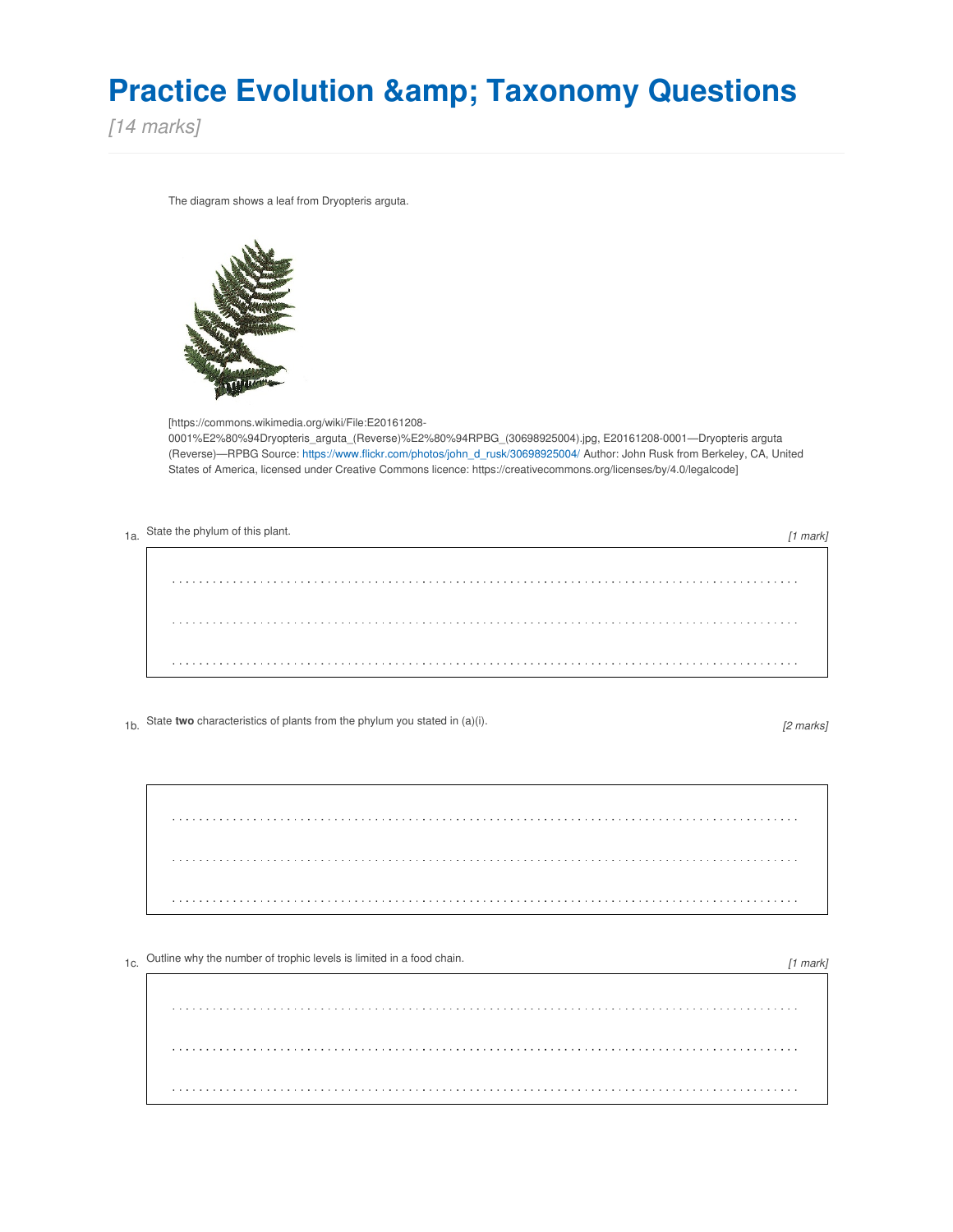# Practice Evolution &amp; Taxonomy Questions

*[14 marks]*

The diagram shows a leaf from Dryopteris arguta.

[https://commons.wikimedia.org/wiki/File:E20161208-0001%E2%80%94Dryopteris_arguta_(Reverse)%E2%80%94RPBG_(30698925004).jpg, E20161208-0001—Dryopteris arguta (Reverse)—RPBG Source: https://www.flickr.com/photos/john_d_rusk/30698925004/ Author: John Rusk from Berkeley, CA, United States of America, licensed under Creative Commons licence: https://creativecommons.org/licenses/by/4.0/legalcode]

1a. State the phylum of this plant. *[1 mark]*

. . . . . . . . . . . . . . . . . . . . . . . . . . . . . . . . . . . . . . . . . . . . . . . . . . . . . . . . . . . . . . . .

. . . . . . . . . . . . . . . . . . . . . . . . . . . . . . . . . . . . . . . . . . . . . . . . . . . . . . . . . . . . . . . .

. . . . . . . . . . . . . . . . . . . . . . . . . . . . . . . . . . . . . . . . . . . . . . . . . . . . . . . . . . . . . . . .

1b. State **two** characteristics of plants from the phylum you stated in (a)(i). *[2 marks]*

. . . . . . . . . . . . . . . . . . . . . . . . . . . . . . . . . . . . . . . . . . . . . . . . . . . . . . . . . . . . . . . .

. . . . . . . . . . . . . . . . . . . . . . . . . . . . . . . . . . . . . . . . . . . . . . . . . . . . . . . . . . . . . . . .

. . . . . . . . . . . . . . . . . . . . . . . . . . . . . . . . . . . . . . . . . . . . . . . . . . . . . . . . . . . . . . . .

1c. Outline why the number of trophic levels is limited in a food chain. *[1 mark]*

. . . . . . . . . . . . . . . . . . . . . . . . . . . . . . . . . . . . . . . . . . . . . . . . . . . . . . . . . . . . . . . .

. . . . . . . . . . . . . . . . . . . . . . . . . . . . . . . . . . . . . . . . . . . . . . . . . . . . . . . . . . . . . . . .

. . . . . . . . . . . . . . . . . . . . . . . . . . . . . . . . . . . . . . . . . . . . . . . . . . . . . . . . . . . . . . . .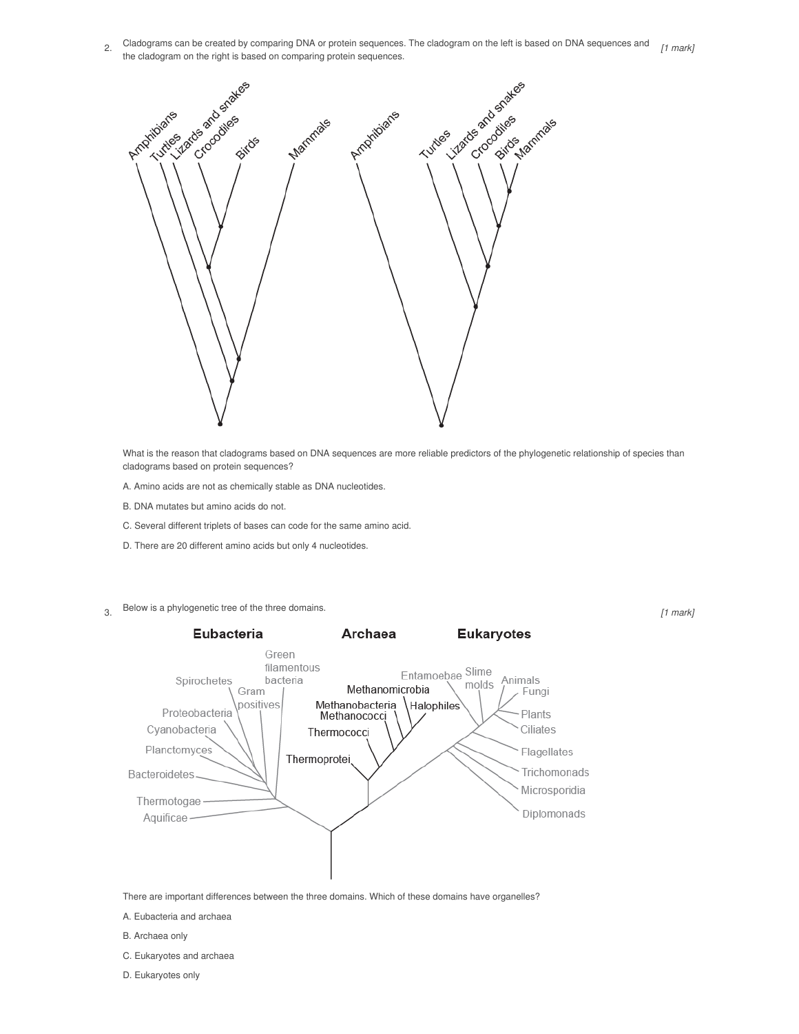2. Cladograms can be created by comparing DNA or protein sequences. The cladogram on the left is based on DNA sequences and the cladogram on the right is based on comparing protein sequences. *[1 mark]*

What is the reason that cladograms based on DNA sequences are more reliable predictors of the phylogenetic relationship of species than cladograms based on protein sequences?

A. Amino acids are not as chemically stable as DNA nucleotides.

B. DNA mutates but amino acids do not.

C. Several different triplets of bases can code for the same amino acid.

D. There are 20 different amino acids but only 4 nucleotides.

3. Below is a phylogenetic tree of the three domains. *[1 mark]*

There are important differences between the three domains. Which of these domains have organelles?

A. Eubacteria and archaea

B. Archaea only

C. Eukaryotes and archaea

D. Eukaryotes only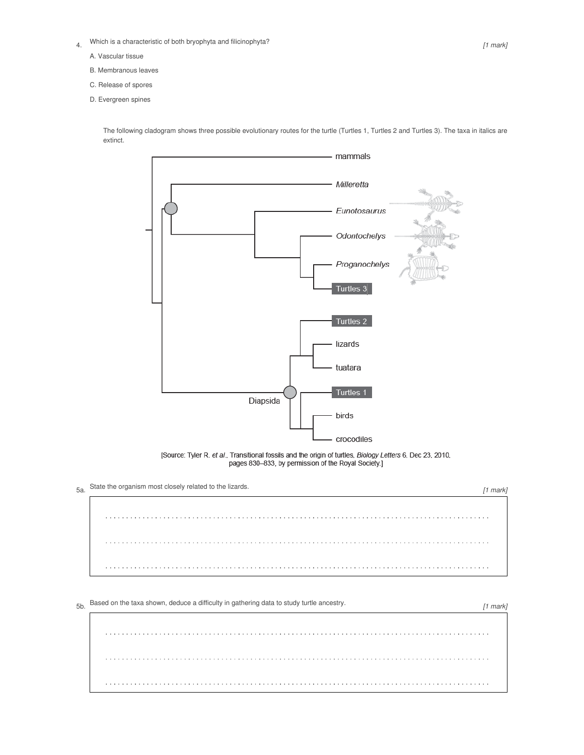4. Which is a characteristic of both bryophyta and filicinophyta? *[1 mark]*

A. Vascular tissue

B. Membranous leaves

C. Release of spores

D. Evergreen spines

The following cladogram shows three possible evolutionary routes for the turtle (Turtles 1, Turtles 2 and Turtles 3). The taxa in italics are extinct.

mammals

*Milleretta*

*Eunotosaurus*

*Odontochelys*

*Proganochelys*

Turtles 3

Turtles 2

lizards

tuatara

Diapsida

Turtles 1

birds

crocodiles

[Source: Tyler R. *et al*., Transitional fossils and the origin of turtles, *Biology Letters* 6, Dec 23, 2010, pages 830–833, by permission of the Royal Society.]

5a. State the organism most closely related to the lizards. *[1 mark]*

. . . . . . . . . . . . . . . . . . . . . . . . . . . . . . . . . . . . . . . . . . . . . . . . . . . . . . . . . . . . . . . . . . . . . . . . . . . . . . . . . . . . . . . . . . . . . . . . . . . . . . .

. . . . . . . . . . . . . . . . . . . . . . . . . . . . . . . . . . . . . . . . . . . . . . . . . . . . . . . . . . . . . . . . . . . . . . . . . . . . . . . . . . . . . . . . . . . . . . . . . . . . . . .

. . . . . . . . . . . . . . . . . . . . . . . . . . . . . . . . . . . . . . . . . . . . . . . . . . . . . . . . . . . . . . . . . . . . . . . . . . . . . . . . . . . . . . . . . . . . . . . . . . . . . . .

5b. Based on the taxa shown, deduce a difficulty in gathering data to study turtle ancestry. *[1 mark]*

. . . . . . . . . . . . . . . . . . . . . . . . . . . . . . . . . . . . . . . . . . . . . . . . . . . . . . . . . . . . . . . . . . . . . . . . . . . . . . . . . . . . . . . . . . . . . . . . . . . . . . .

. . . . . . . . . . . . . . . . . . . . . . . . . . . . . . . . . . . . . . . . . . . . . . . . . . . . . . . . . . . . . . . . . . . . . . . . . . . . . . . . . . . . . . . . . . . . . . . . . . . . . . .

. . . . . . . . . . . . . . . . . . . . . . . . . . . . . . . . . . . . . . . . . . . . . . . . . . . . . . . . . . . . . . . . . . . . . . . . . . . . . . . . . . . . . . . . . . . . . . . . . . . . . . .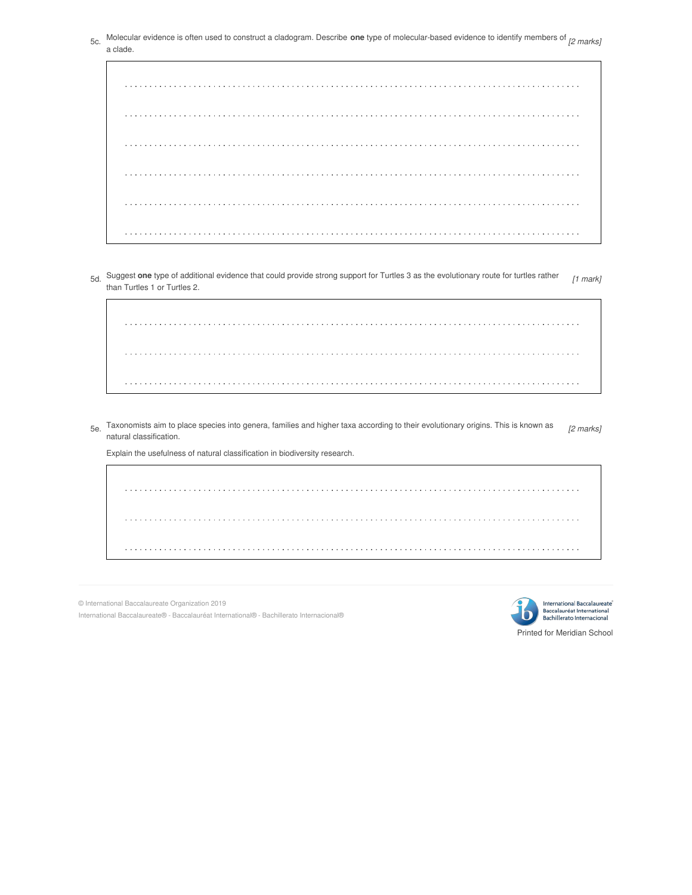5c. Molecular evidence is often used to construct a cladogram. Describe **one** type of molecular-based evidence to identify members of a clade. *[2 marks]*

5d. Suggest **one** type of additional evidence that could provide strong support for Turtles 3 as the evolutionary route for turtles rather than Turtles 1 or Turtles 2. *[1 mark]*

5e. Taxonomists aim to place species into genera, families and higher taxa according to their evolutionary origins. This is known as natural classification. *[2 marks]*

Explain the usefulness of natural classification in biodiversity research.

© International Baccalaureate Organization 2019

International Baccalaureate® - Baccalauréat International® - Bachillerato Internacional®

Printed for Meridian School